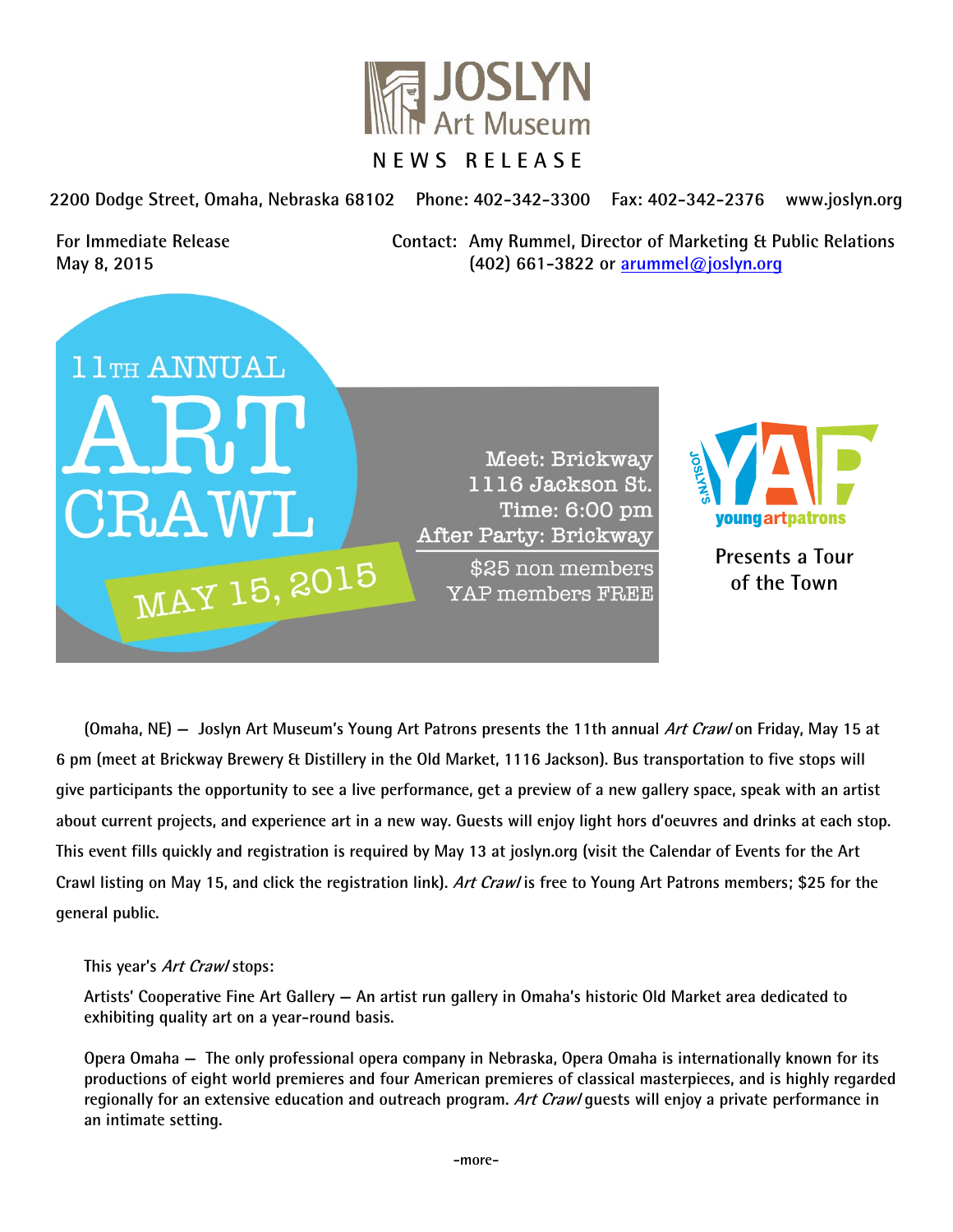# JOSLYN Art Museum

**NEWS RELEASE**

2200 Dodge Street, Omaha, Nebraska 68102 Phone: 402-342-3300 Fax: 402-342-2376 www.joslyn.org

For Immediate Release
May 8, 2015

Contact: Amy Rummel, Director of Marketing & Public Relations
(402) 661-3822 or arummel@joslyn.org

11TH ANNUAL
ART CRAWL
MAY 15, 2015

Meet: Brickway
1116 Jackson St.
Time: 6:00 pm
After Party: Brickway

$25 non members
YAP members FREE

JOSLYN'S YAP young art patrons

Presents a Tour of the Town

(Omaha, NE) — Joslyn Art Museum's Young Art Patrons presents the 11th annual *Art Crawl* on Friday, May 15 at 6 pm (meet at Brickway Brewery & Distillery in the Old Market, 1116 Jackson). Bus transportation to five stops will give participants the opportunity to see a live performance, get a preview of a new gallery space, speak with an artist about current projects, and experience art in a new way. Guests will enjoy light hors d'oeuvres and drinks at each stop. This event fills quickly and registration is required by May 13 at joslyn.org (visit the Calendar of Events for the Art Crawl listing on May 15, and click the registration link). *Art Crawl* is free to Young Art Patrons members; $25 for the general public.

This year's *Art Crawl* stops:

Artists' Cooperative Fine Art Gallery — An artist run gallery in Omaha's historic Old Market area dedicated to exhibiting quality art on a year-round basis.

Opera Omaha — The only professional opera company in Nebraska, Opera Omaha is internationally known for its productions of eight world premieres and four American premieres of classical masterpieces, and is highly regarded regionally for an extensive education and outreach program. *Art Crawl* guests will enjoy a private performance in an intimate setting.

-more-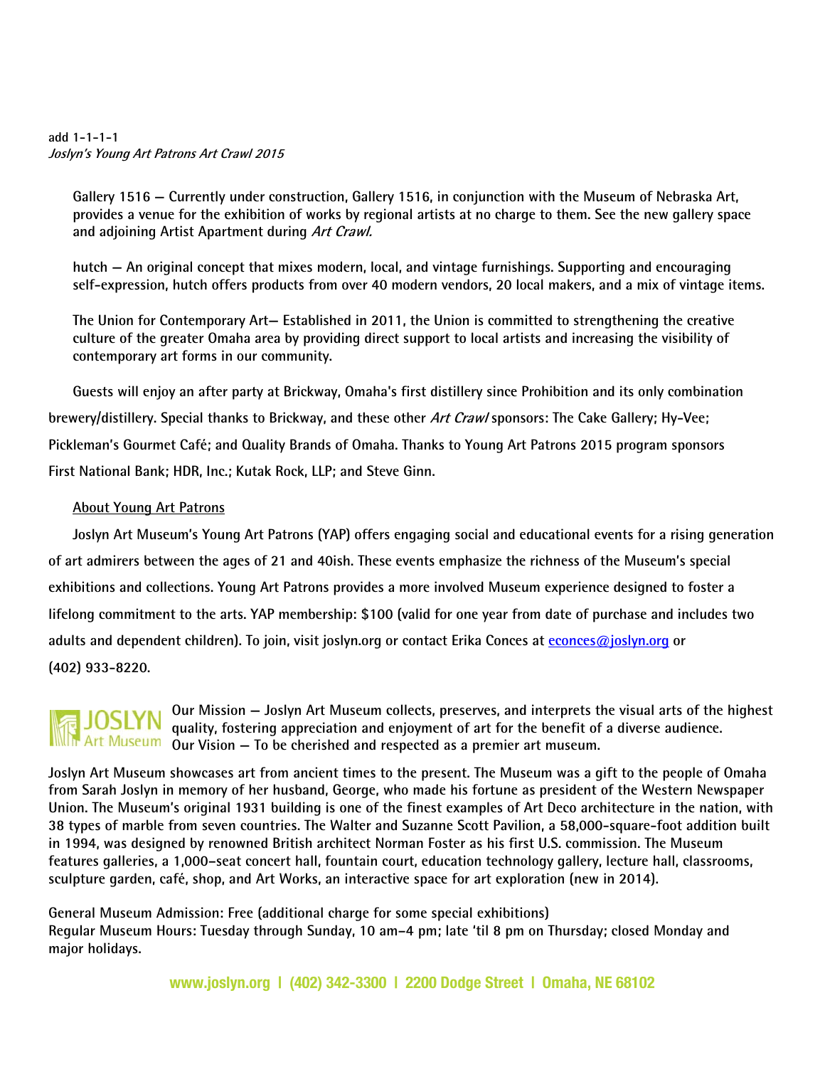**add 1-1-1-1**
***Joslyn's Young Art Patrons Art Crawl 2015***

**Gallery 1516 — Currently under construction, Gallery 1516, in conjunction with the Museum of Nebraska Art, provides a venue for the exhibition of works by regional artists at no charge to them. See the new gallery space and adjoining Artist Apartment during *Art Crawl.***

**hutch — An original concept that mixes modern, local, and vintage furnishings. Supporting and encouraging self-expression, hutch offers products from over 40 modern vendors, 20 local makers, and a mix of vintage items.**

**The Union for Contemporary Art— Established in 2011, the Union is committed to strengthening the creative culture of the greater Omaha area by providing direct support to local artists and increasing the visibility of contemporary art forms in our community.**

**Guests will enjoy an after party at Brickway, Omaha's first distillery since Prohibition and its only combination brewery/distillery. Special thanks to Brickway, and these other *Art Crawl* sponsors: The Cake Gallery; Hy-Vee; Pickleman's Gourmet Café; and Quality Brands of Omaha. Thanks to Young Art Patrons 2015 program sponsors First National Bank; HDR, Inc.; Kutak Rock, LLP; and Steve Ginn.**

**About Young Art Patrons**

**Joslyn Art Museum's Young Art Patrons (YAP) offers engaging social and educational events for a rising generation of art admirers between the ages of 21 and 40ish. These events emphasize the richness of the Museum's special exhibitions and collections. Young Art Patrons provides a more involved Museum experience designed to foster a lifelong commitment to the arts. YAP membership: $100 (valid for one year from date of purchase and includes two adults and dependent children). To join, visit joslyn.org or contact Erika Conces at econces@joslyn.org or (402) 933-8220.**

JOSLYN Art Museum

**Our Mission — Joslyn Art Museum collects, preserves, and interprets the visual arts of the highest quality, fostering appreciation and enjoyment of art for the benefit of a diverse audience.**
**Our Vision — To be cherished and respected as a premier art museum.**

**Joslyn Art Museum showcases art from ancient times to the present. The Museum was a gift to the people of Omaha from Sarah Joslyn in memory of her husband, George, who made his fortune as president of the Western Newspaper Union. The Museum's original 1931 building is one of the finest examples of Art Deco architecture in the nation, with 38 types of marble from seven countries. The Walter and Suzanne Scott Pavilion, a 58,000-square-foot addition built in 1994, was designed by renowned British architect Norman Foster as his first U.S. commission. The Museum features galleries, a 1,000-seat concert hall, fountain court, education technology gallery, lecture hall, classrooms, sculpture garden, café, shop, and Art Works, an interactive space for art exploration (new in 2014).**

**General Museum Admission: Free (additional charge for some special exhibitions)**
**Regular Museum Hours: Tuesday through Sunday, 10 am–4 pm; late 'til 8 pm on Thursday; closed Monday and major holidays.**

**www.joslyn.org | (402) 342-3300 | 2200 Dodge Street | Omaha, NE 68102**